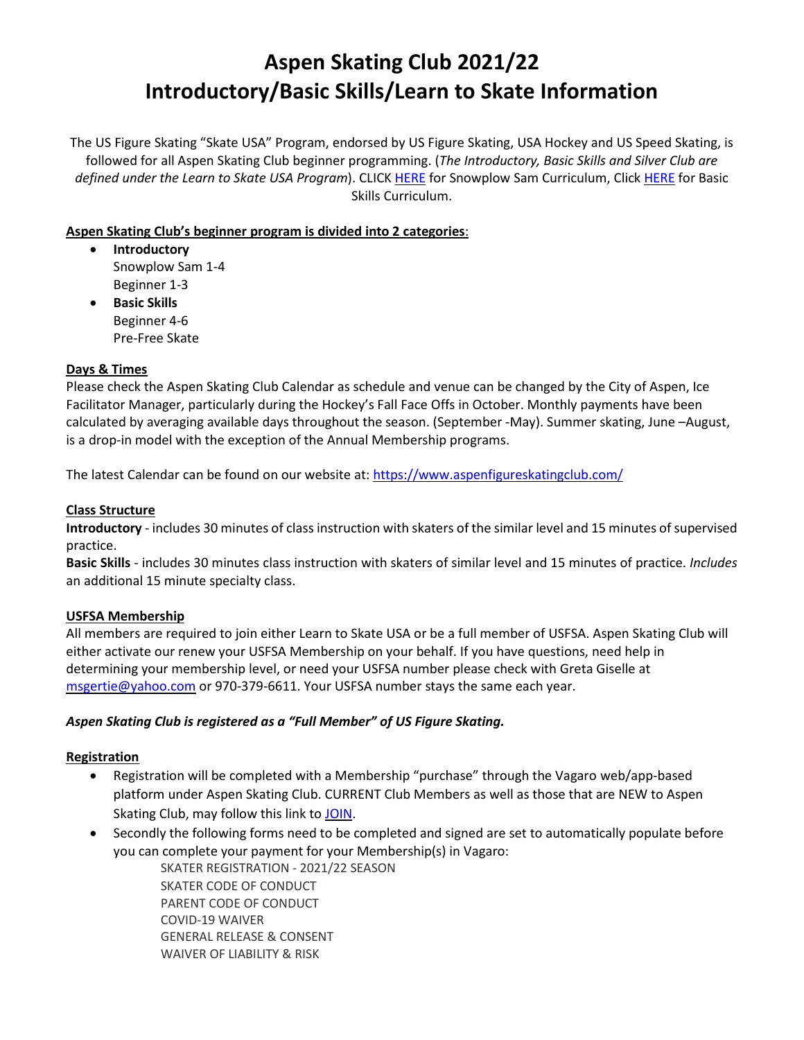# Aspen Skating Club 2021/22
# Introductory/Basic Skills/Learn to Skate Information

The US Figure Skating "Skate USA" Program, endorsed by US Figure Skating, USA Hockey and US Speed Skating, is followed for all Aspen Skating Club beginner programming. (*The Introductory, Basic Skills and Silver Club are defined under the Learn to Skate USA Program*). CLICK HERE for Snowplow Sam Curriculum, Click HERE for Basic Skills Curriculum.

**Aspen Skating Club's beginner program is divided into 2 categories**:

- **Introductory**
  Snowplow Sam 1-4
  Beginner 1-3
- **Basic Skills**
  Beginner 4-6
  Pre-Free Skate

**Days & Times**

Please check the Aspen Skating Club Calendar as schedule and venue can be changed by the City of Aspen, Ice Facilitator Manager, particularly during the Hockey's Fall Face Offs in October. Monthly payments have been calculated by averaging available days throughout the season. (September -May). Summer skating, June –August, is a drop-in model with the exception of the Annual Membership programs.

The latest Calendar can be found on our website at: https://www.aspenfigureskatingclub.com/

**Class Structure**

**Introductory** - includes 30 minutes of class instruction with skaters of the similar level and 15 minutes of supervised practice.

**Basic Skills** - includes 30 minutes class instruction with skaters of similar level and 15 minutes of practice. *Includes* an additional 15 minute specialty class.

**USFSA Membership**

All members are required to join either Learn to Skate USA or be a full member of USFSA. Aspen Skating Club will either activate our renew your USFSA Membership on your behalf. If you have questions, need help in determining your membership level, or need your USFSA number please check with Greta Giselle at msgertie@yahoo.com or 970-379-6611. Your USFSA number stays the same each year.

***Aspen Skating Club is registered as a "Full Member" of US Figure Skating.***

**Registration**

- Registration will be completed with a Membership "purchase" through the Vagaro web/app-based platform under Aspen Skating Club. CURRENT Club Members as well as those that are NEW to Aspen Skating Club, may follow this link to JOIN.
- Secondly the following forms need to be completed and signed are set to automatically populate before you can complete your payment for your Membership(s) in Vagaro:
  SKATER REGISTRATION - 2021/22 SEASON
  SKATER CODE OF CONDUCT
  PARENT CODE OF CONDUCT
  COVID-19 WAIVER
  GENERAL RELEASE & CONSENT
  WAIVER OF LIABILITY & RISK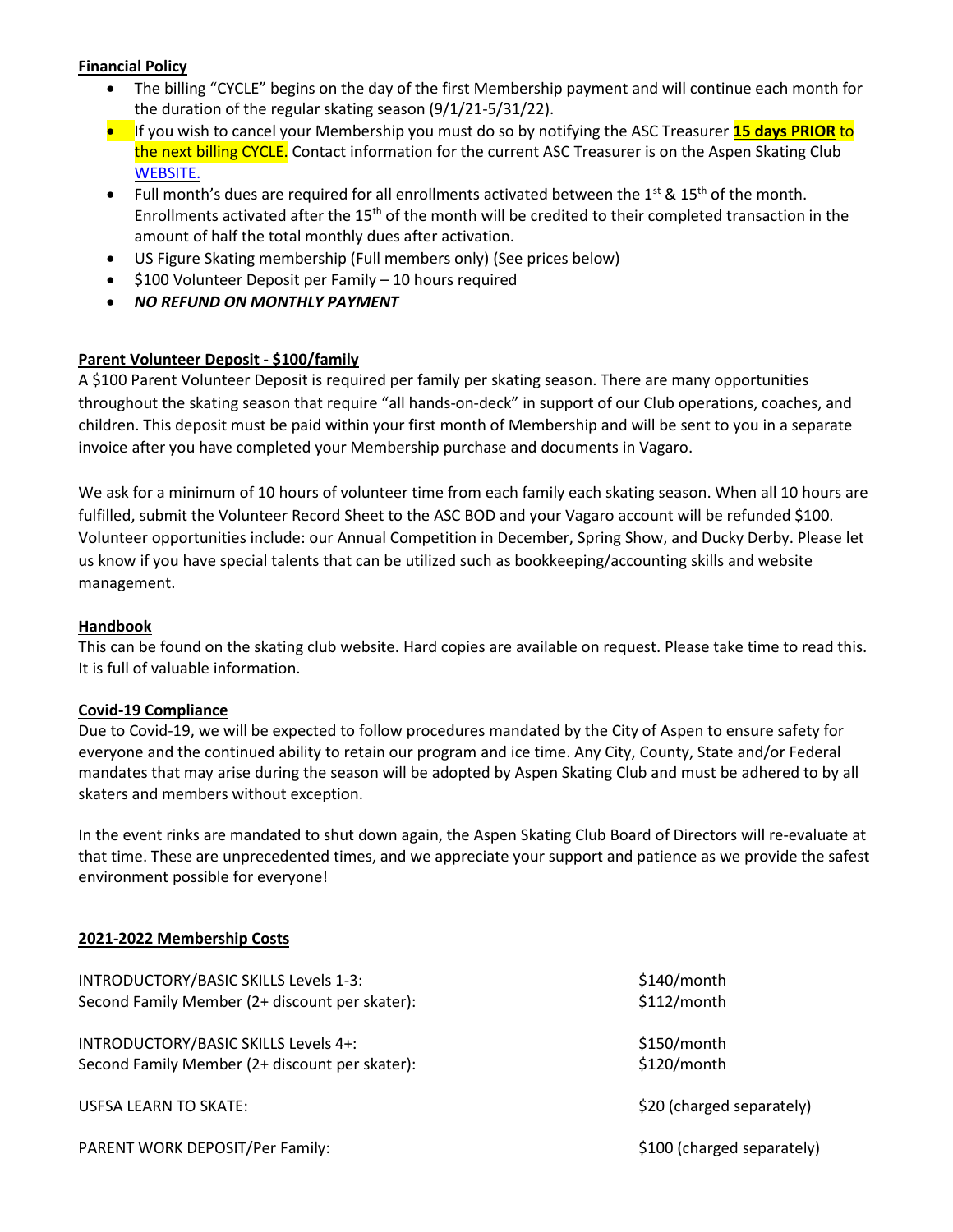**Financial Policy**

- The billing "CYCLE" begins on the day of the first Membership payment and will continue each month for the duration of the regular skating season (9/1/21-5/31/22).
- If you wish to cancel your Membership you must do so by notifying the ASC Treasurer **15 days PRIOR** to the next billing CYCLE. Contact information for the current ASC Treasurer is on the Aspen Skating Club WEBSITE.
- Full month's dues are required for all enrollments activated between the 1st & 15th of the month. Enrollments activated after the 15th of the month will be credited to their completed transaction in the amount of half the total monthly dues after activation.
- US Figure Skating membership (Full members only) (See prices below)
- $100 Volunteer Deposit per Family – 10 hours required
- ***NO REFUND ON MONTHLY PAYMENT***

**Parent Volunteer Deposit - $100/family**

A $100 Parent Volunteer Deposit is required per family per skating season. There are many opportunities throughout the skating season that require "all hands-on-deck" in support of our Club operations, coaches, and children. This deposit must be paid within your first month of Membership and will be sent to you in a separate invoice after you have completed your Membership purchase and documents in Vagaro.

We ask for a minimum of 10 hours of volunteer time from each family each skating season. When all 10 hours are fulfilled, submit the Volunteer Record Sheet to the ASC BOD and your Vagaro account will be refunded $100. Volunteer opportunities include: our Annual Competition in December, Spring Show, and Ducky Derby. Please let us know if you have special talents that can be utilized such as bookkeeping/accounting skills and website management.

**Handbook**

This can be found on the skating club website. Hard copies are available on request. Please take time to read this. It is full of valuable information.

**Covid-19 Compliance**

Due to Covid-19, we will be expected to follow procedures mandated by the City of Aspen to ensure safety for everyone and the continued ability to retain our program and ice time. Any City, County, State and/or Federal mandates that may arise during the season will be adopted by Aspen Skating Club and must be adhered to by all skaters and members without exception.

In the event rinks are mandated to shut down again, the Aspen Skating Club Board of Directors will re-evaluate at that time. These are unprecedented times, and we appreciate your support and patience as we provide the safest environment possible for everyone!

**2021-2022 Membership Costs**

| | |
|---|---|
| INTRODUCTORY/BASIC SKILLS Levels 1-3: | $140/month |
| Second Family Member (2+ discount per skater): | $112/month |
| INTRODUCTORY/BASIC SKILLS Levels 4+: | $150/month |
| Second Family Member (2+ discount per skater): | $120/month |
| USFSA LEARN TO SKATE: | $20 (charged separately) |
| PARENT WORK DEPOSIT/Per Family: | $100 (charged separately) |